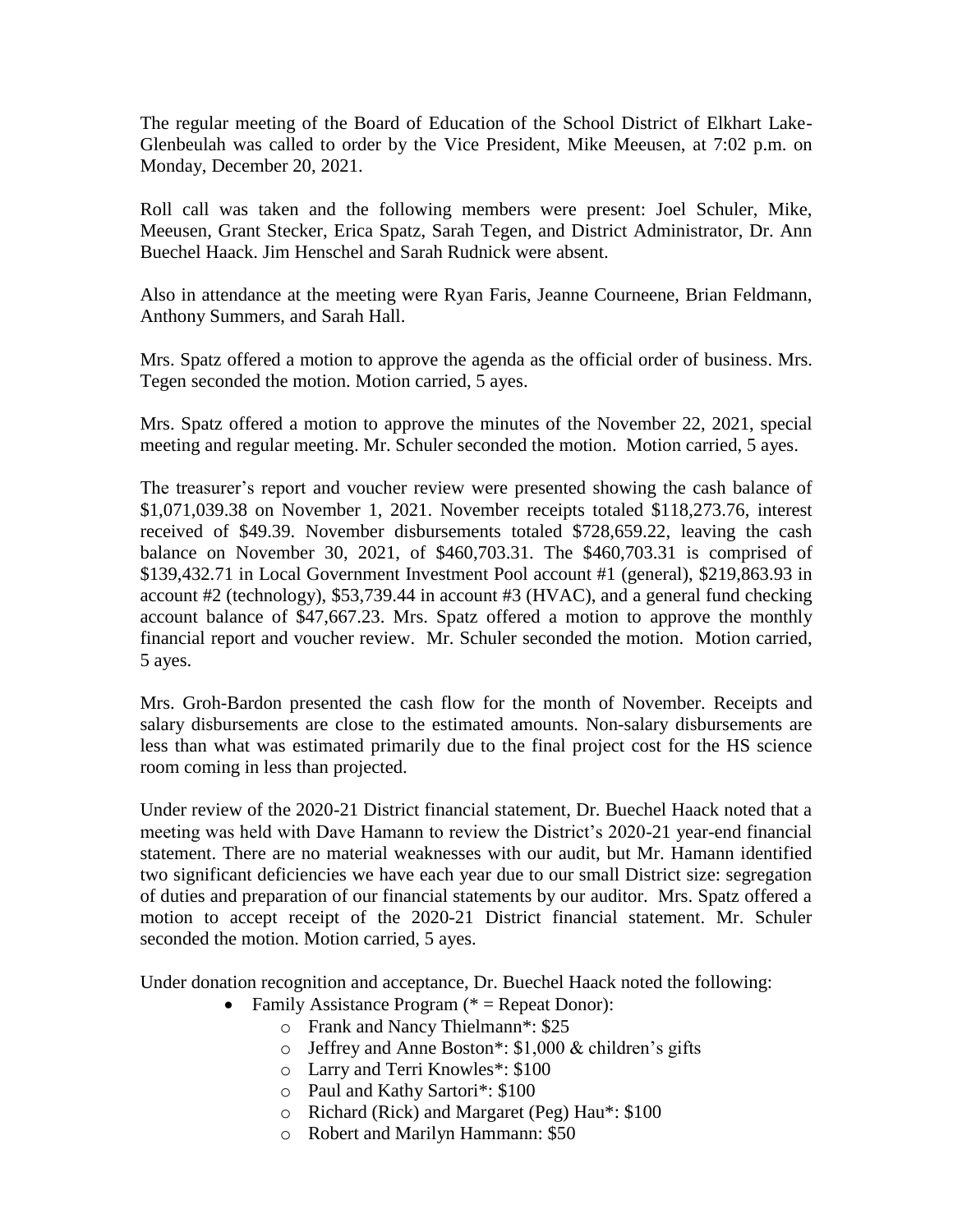The regular meeting of the Board of Education of the School District of Elkhart Lake-Glenbeulah was called to order by the Vice President, Mike Meeusen, at 7:02 p.m. on Monday, December 20, 2021.

Roll call was taken and the following members were present: Joel Schuler, Mike, Meeusen, Grant Stecker, Erica Spatz, Sarah Tegen, and District Administrator, Dr. Ann Buechel Haack. Jim Henschel and Sarah Rudnick were absent.

Also in attendance at the meeting were Ryan Faris, Jeanne Courneene, Brian Feldmann, Anthony Summers, and Sarah Hall.

Mrs. Spatz offered a motion to approve the agenda as the official order of business. Mrs. Tegen seconded the motion. Motion carried, 5 ayes.

Mrs. Spatz offered a motion to approve the minutes of the November 22, 2021, special meeting and regular meeting. Mr. Schuler seconded the motion. Motion carried, 5 ayes.

The treasurer's report and voucher review were presented showing the cash balance of $1,071,039.38 on November 1, 2021. November receipts totaled $118,273.76, interest received of $49.39. November disbursements totaled $728,659.22, leaving the cash balance on November 30, 2021, of $460,703.31. The $460,703.31 is comprised of $139,432.71 in Local Government Investment Pool account #1 (general), $219,863.93 in account #2 (technology), $53,739.44 in account #3 (HVAC), and a general fund checking account balance of $47,667.23. Mrs. Spatz offered a motion to approve the monthly financial report and voucher review. Mr. Schuler seconded the motion. Motion carried, 5 ayes.

Mrs. Groh-Bardon presented the cash flow for the month of November. Receipts and salary disbursements are close to the estimated amounts. Non-salary disbursements are less than what was estimated primarily due to the final project cost for the HS science room coming in less than projected.

Under review of the 2020-21 District financial statement, Dr. Buechel Haack noted that a meeting was held with Dave Hamann to review the District's 2020-21 year-end financial statement. There are no material weaknesses with our audit, but Mr. Hamann identified two significant deficiencies we have each year due to our small District size: segregation of duties and preparation of our financial statements by our auditor. Mrs. Spatz offered a motion to accept receipt of the 2020-21 District financial statement. Mr. Schuler seconded the motion. Motion carried, 5 ayes.

Under donation recognition and acceptance, Dr. Buechel Haack noted the following:

- Family Assistance Program (* = Repeat Donor):
  - Frank and Nancy Thielmann*: $25
  - Jeffrey and Anne Boston*: $1,000 & children's gifts
  - Larry and Terri Knowles*: $100
  - Paul and Kathy Sartori*: $100
  - Richard (Rick) and Margaret (Peg) Hau*: $100
  - Robert and Marilyn Hammann: $50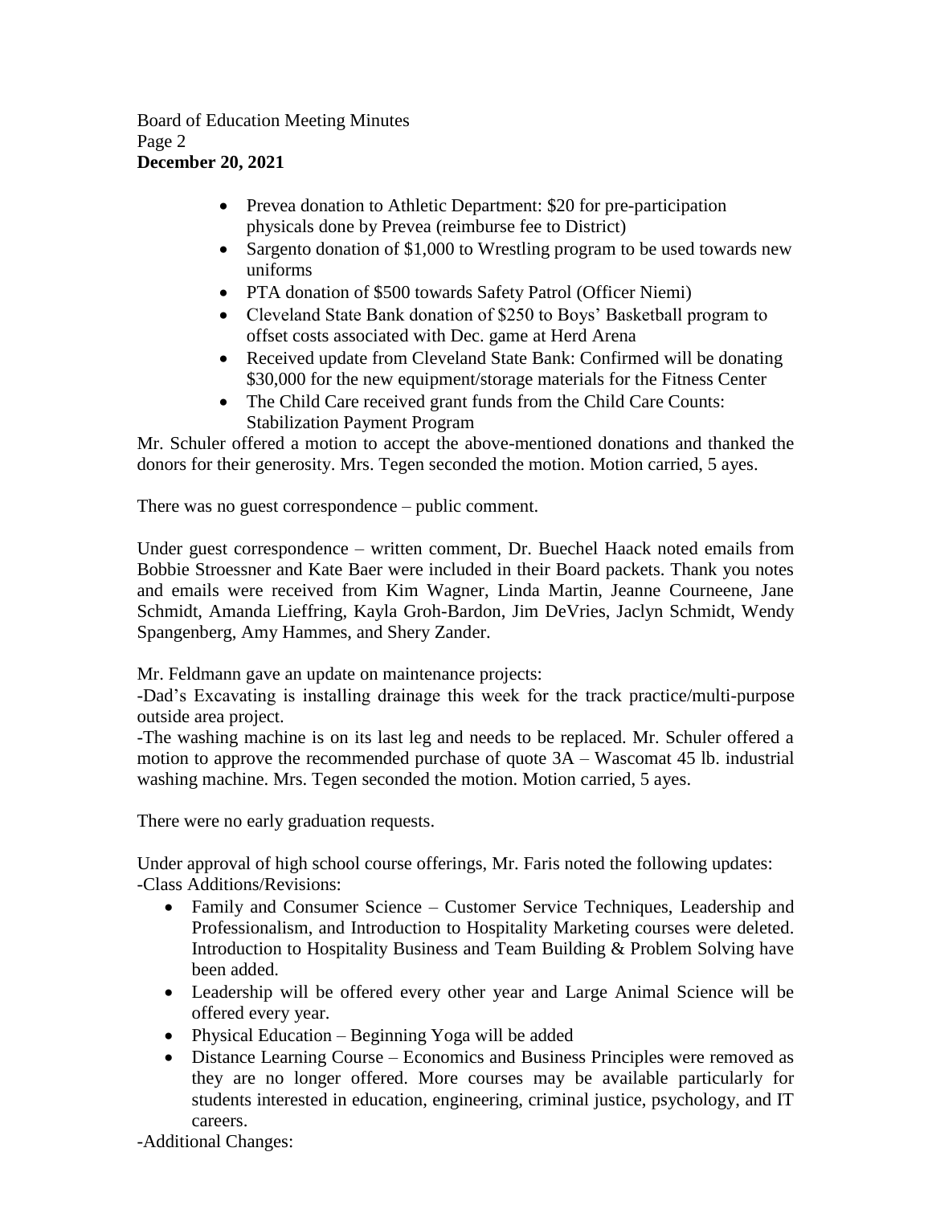- Prevea donation to Athletic Department: $20 for pre-participation physicals done by Prevea (reimburse fee to District)
- Sargento donation of $1,000 to Wrestling program to be used towards new uniforms
- PTA donation of $500 towards Safety Patrol (Officer Niemi)
- Cleveland State Bank donation of $250 to Boys' Basketball program to offset costs associated with Dec. game at Herd Arena
- Received update from Cleveland State Bank: Confirmed will be donating $30,000 for the new equipment/storage materials for the Fitness Center
- The Child Care received grant funds from the Child Care Counts: Stabilization Payment Program

Mr. Schuler offered a motion to accept the above-mentioned donations and thanked the donors for their generosity. Mrs. Tegen seconded the motion. Motion carried, 5 ayes.

There was no guest correspondence – public comment.

Under guest correspondence – written comment, Dr. Buechel Haack noted emails from Bobbie Stroessner and Kate Baer were included in their Board packets. Thank you notes and emails were received from Kim Wagner, Linda Martin, Jeanne Courneene, Jane Schmidt, Amanda Lieffring, Kayla Groh-Bardon, Jim DeVries, Jaclyn Schmidt, Wendy Spangenberg, Amy Hammes, and Shery Zander.

Mr. Feldmann gave an update on maintenance projects:
-Dad's Excavating is installing drainage this week for the track practice/multi-purpose outside area project.
-The washing machine is on its last leg and needs to be replaced. Mr. Schuler offered a motion to approve the recommended purchase of quote 3A – Wascomat 45 lb. industrial washing machine. Mrs. Tegen seconded the motion. Motion carried, 5 ayes.

There were no early graduation requests.

Under approval of high school course offerings, Mr. Faris noted the following updates:
-Class Additions/Revisions:

- Family and Consumer Science – Customer Service Techniques, Leadership and Professionalism, and Introduction to Hospitality Marketing courses were deleted. Introduction to Hospitality Business and Team Building & Problem Solving have been added.
- Leadership will be offered every other year and Large Animal Science will be offered every year.
- Physical Education – Beginning Yoga will be added
- Distance Learning Course – Economics and Business Principles were removed as they are no longer offered. More courses may be available particularly for students interested in education, engineering, criminal justice, psychology, and IT careers.

-Additional Changes: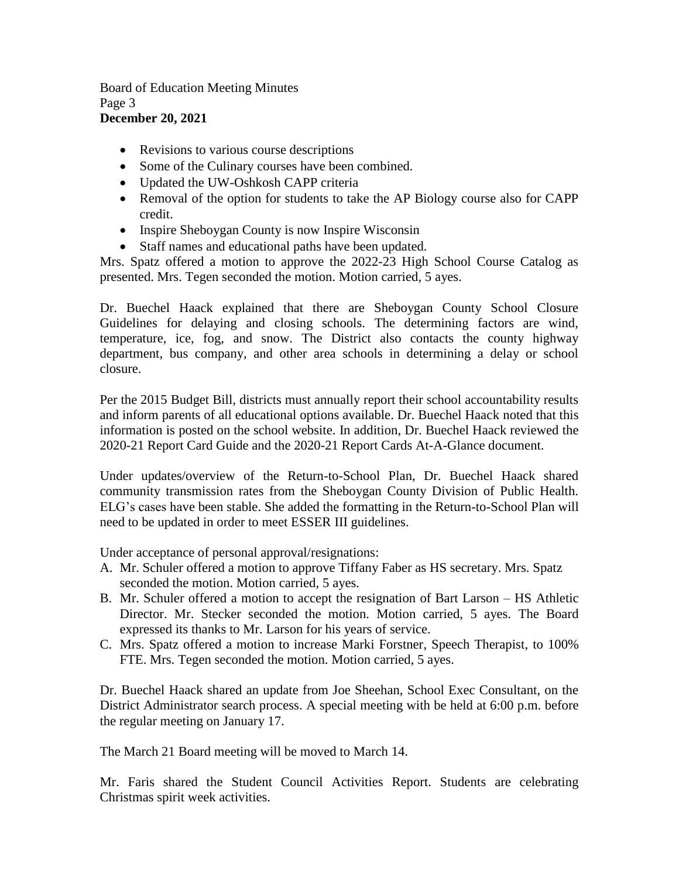- Revisions to various course descriptions
- Some of the Culinary courses have been combined.
- Updated the UW-Oshkosh CAPP criteria
- Removal of the option for students to take the AP Biology course also for CAPP credit.
- Inspire Sheboygan County is now Inspire Wisconsin
- Staff names and educational paths have been updated.

Mrs. Spatz offered a motion to approve the 2022-23 High School Course Catalog as presented. Mrs. Tegen seconded the motion. Motion carried, 5 ayes.

Dr. Buechel Haack explained that there are Sheboygan County School Closure Guidelines for delaying and closing schools. The determining factors are wind, temperature, ice, fog, and snow. The District also contacts the county highway department, bus company, and other area schools in determining a delay or school closure.

Per the 2015 Budget Bill, districts must annually report their school accountability results and inform parents of all educational options available. Dr. Buechel Haack noted that this information is posted on the school website. In addition, Dr. Buechel Haack reviewed the 2020-21 Report Card Guide and the 2020-21 Report Cards At-A-Glance document.

Under updates/overview of the Return-to-School Plan, Dr. Buechel Haack shared community transmission rates from the Sheboygan County Division of Public Health. ELG's cases have been stable. She added the formatting in the Return-to-School Plan will need to be updated in order to meet ESSER III guidelines.

Under acceptance of personal approval/resignations:

A. Mr. Schuler offered a motion to approve Tiffany Faber as HS secretary. Mrs. Spatz seconded the motion. Motion carried, 5 ayes.
B. Mr. Schuler offered a motion to accept the resignation of Bart Larson – HS Athletic Director. Mr. Stecker seconded the motion. Motion carried, 5 ayes. The Board expressed its thanks to Mr. Larson for his years of service.
C. Mrs. Spatz offered a motion to increase Marki Forstner, Speech Therapist, to 100% FTE. Mrs. Tegen seconded the motion. Motion carried, 5 ayes.

Dr. Buechel Haack shared an update from Joe Sheehan, School Exec Consultant, on the District Administrator search process. A special meeting with be held at 6:00 p.m. before the regular meeting on January 17.

The March 21 Board meeting will be moved to March 14.

Mr. Faris shared the Student Council Activities Report. Students are celebrating Christmas spirit week activities.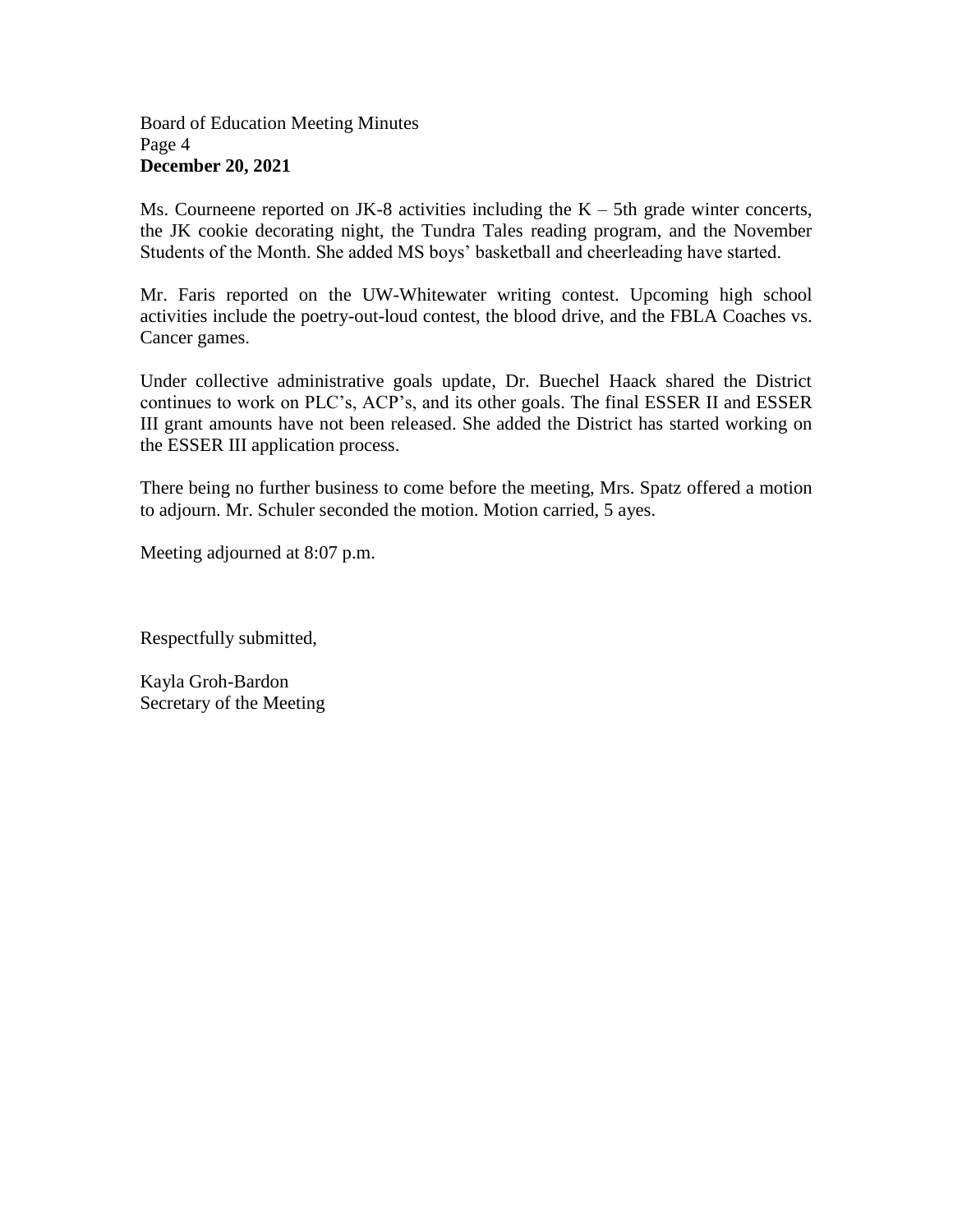Ms. Courneene reported on JK-8 activities including the K – 5th grade winter concerts, the JK cookie decorating night, the Tundra Tales reading program, and the November Students of the Month. She added MS boys' basketball and cheerleading have started.

Mr. Faris reported on the UW-Whitewater writing contest. Upcoming high school activities include the poetry-out-loud contest, the blood drive, and the FBLA Coaches vs. Cancer games.

Under collective administrative goals update, Dr. Buechel Haack shared the District continues to work on PLC's, ACP's, and its other goals. The final ESSER II and ESSER III grant amounts have not been released. She added the District has started working on the ESSER III application process.

There being no further business to come before the meeting, Mrs. Spatz offered a motion to adjourn. Mr. Schuler seconded the motion. Motion carried, 5 ayes.

Meeting adjourned at 8:07 p.m.

Respectfully submitted,

Kayla Groh-Bardon
Secretary of the Meeting